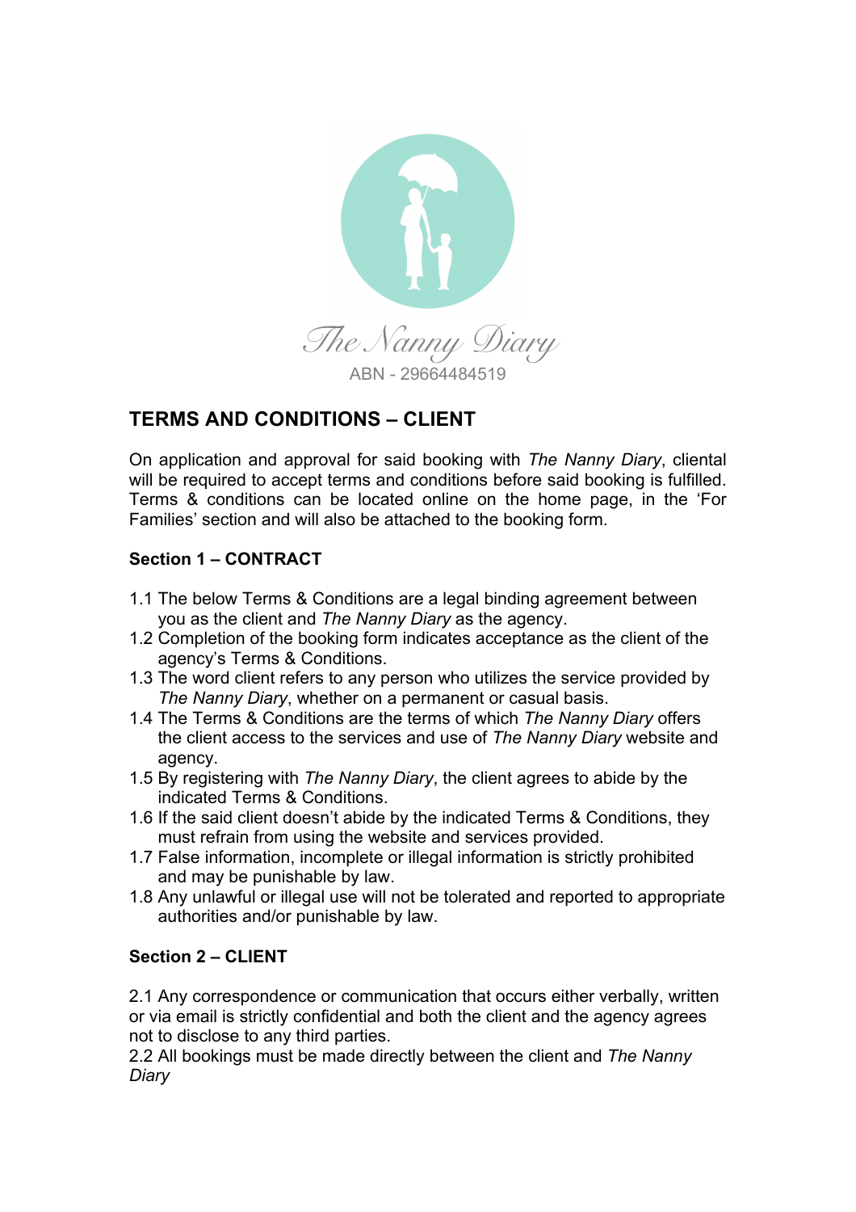The Nanny Diary

ABN - 29664484519

## TERMS AND CONDITIONS – CLIENT

On application and approval for said booking with *The Nanny Diary*, cliental will be required to accept terms and conditions before said booking is fulfilled. Terms & conditions can be located online on the home page, in the 'For Families' section and will also be attached to the booking form.

### Section 1 – CONTRACT

1.1 The below Terms & Conditions are a legal binding agreement between you as the client and *The Nanny Diary* as the agency.
1.2 Completion of the booking form indicates acceptance as the client of the agency's Terms & Conditions.
1.3 The word client refers to any person who utilizes the service provided by *The Nanny Diary*, whether on a permanent or casual basis.
1.4 The Terms & Conditions are the terms of which *The Nanny Diary* offers the client access to the services and use of *The Nanny Diary* website and agency.
1.5 By registering with *The Nanny Diary*, the client agrees to abide by the indicated Terms & Conditions.
1.6 If the said client doesn't abide by the indicated Terms & Conditions, they must refrain from using the website and services provided.
1.7 False information, incomplete or illegal information is strictly prohibited and may be punishable by law.
1.8 Any unlawful or illegal use will not be tolerated and reported to appropriate authorities and/or punishable by law.

### Section 2 – CLIENT

2.1 Any correspondence or communication that occurs either verbally, written or via email is strictly confidential and both the client and the agency agrees not to disclose to any third parties.
2.2 All bookings must be made directly between the client and *The Nanny Diary*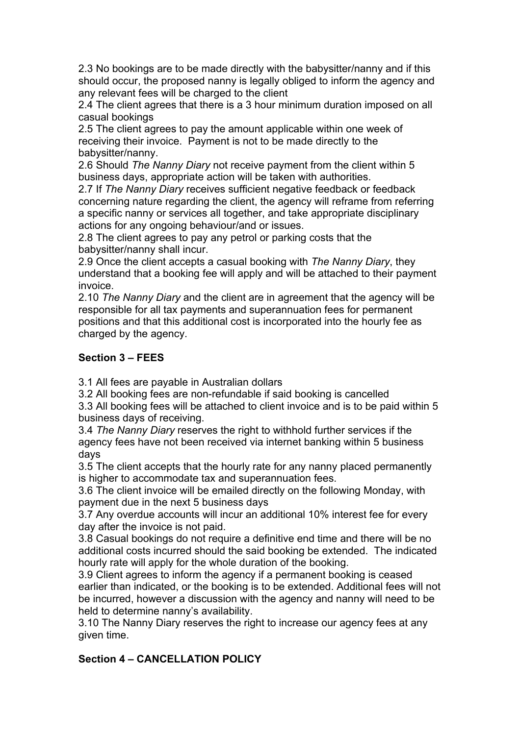2.3 No bookings are to be made directly with the babysitter/nanny and if this should occur, the proposed nanny is legally obliged to inform the agency and any relevant fees will be charged to the client

2.4 The client agrees that there is a 3 hour minimum duration imposed on all casual bookings

2.5 The client agrees to pay the amount applicable within one week of receiving their invoice. Payment is not to be made directly to the babysitter/nanny.

2.6 Should *The Nanny Diary* not receive payment from the client within 5 business days, appropriate action will be taken with authorities.

2.7 If *The Nanny Diary* receives sufficient negative feedback or feedback concerning nature regarding the client, the agency will reframe from referring a specific nanny or services all together, and take appropriate disciplinary actions for any ongoing behaviour/and or issues.

2.8 The client agrees to pay any petrol or parking costs that the babysitter/nanny shall incur.

2.9 Once the client accepts a casual booking with *The Nanny Diary*, they understand that a booking fee will apply and will be attached to their payment invoice.

2.10 *The Nanny Diary* and the client are in agreement that the agency will be responsible for all tax payments and superannuation fees for permanent positions and that this additional cost is incorporated into the hourly fee as charged by the agency.

## Section 3 – FEES

3.1 All fees are payable in Australian dollars

3.2 All booking fees are non-refundable if said booking is cancelled

3.3 All booking fees will be attached to client invoice and is to be paid within 5 business days of receiving.

3.4 *The Nanny Diary* reserves the right to withhold further services if the agency fees have not been received via internet banking within 5 business days

3.5 The client accepts that the hourly rate for any nanny placed permanently is higher to accommodate tax and superannuation fees.

3.6 The client invoice will be emailed directly on the following Monday, with payment due in the next 5 business days

3.7 Any overdue accounts will incur an additional 10% interest fee for every day after the invoice is not paid.

3.8 Casual bookings do not require a definitive end time and there will be no additional costs incurred should the said booking be extended. The indicated hourly rate will apply for the whole duration of the booking.

3.9 Client agrees to inform the agency if a permanent booking is ceased earlier than indicated, or the booking is to be extended. Additional fees will not be incurred, however a discussion with the agency and nanny will need to be held to determine nanny's availability.

3.10 The Nanny Diary reserves the right to increase our agency fees at any given time.

## Section 4 – CANCELLATION POLICY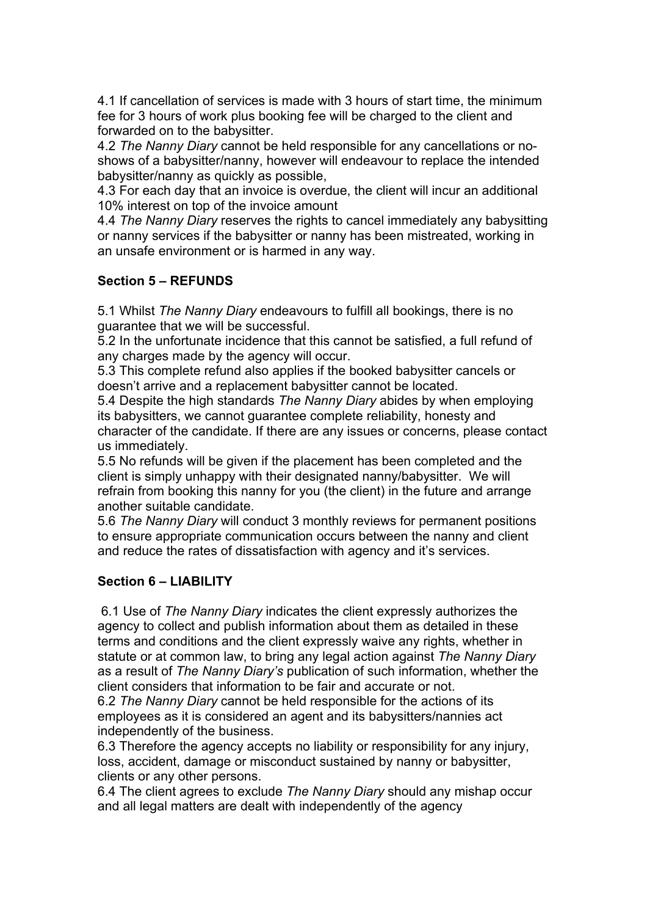4.1 If cancellation of services is made with 3 hours of start time, the minimum fee for 3 hours of work plus booking fee will be charged to the client and forwarded on to the babysitter.
4.2 *The Nanny Diary* cannot be held responsible for any cancellations or no-shows of a babysitter/nanny, however will endeavour to replace the intended babysitter/nanny as quickly as possible,
4.3 For each day that an invoice is overdue, the client will incur an additional 10% interest on top of the invoice amount
4.4 *The Nanny Diary* reserves the rights to cancel immediately any babysitting or nanny services if the babysitter or nanny has been mistreated, working in an unsafe environment or is harmed in any way.

**Section 5 – REFUNDS**

5.1 Whilst *The Nanny Diary* endeavours to fulfill all bookings, there is no guarantee that we will be successful.
5.2 In the unfortunate incidence that this cannot be satisfied, a full refund of any charges made by the agency will occur.
5.3 This complete refund also applies if the booked babysitter cancels or doesn't arrive and a replacement babysitter cannot be located.
5.4 Despite the high standards *The Nanny Diary* abides by when employing its babysitters, we cannot guarantee complete reliability, honesty and character of the candidate. If there are any issues or concerns, please contact us immediately.
5.5 No refunds will be given if the placement has been completed and the client is simply unhappy with their designated nanny/babysitter. We will refrain from booking this nanny for you (the client) in the future and arrange another suitable candidate.
5.6 *The Nanny Diary* will conduct 3 monthly reviews for permanent positions to ensure appropriate communication occurs between the nanny and client and reduce the rates of dissatisfaction with agency and it's services.

**Section 6 – LIABILITY**

6.1 Use of *The Nanny Diary* indicates the client expressly authorizes the agency to collect and publish information about them as detailed in these terms and conditions and the client expressly waive any rights, whether in statute or at common law, to bring any legal action against *The Nanny Diary* as a result of *The Nanny Diary's* publication of such information, whether the client considers that information to be fair and accurate or not.
6.2 *The Nanny Diary* cannot be held responsible for the actions of its employees as it is considered an agent and its babysitters/nannies act independently of the business.
6.3 Therefore the agency accepts no liability or responsibility for any injury, loss, accident, damage or misconduct sustained by nanny or babysitter, clients or any other persons.
6.4 The client agrees to exclude *The Nanny Diary* should any mishap occur and all legal matters are dealt with independently of the agency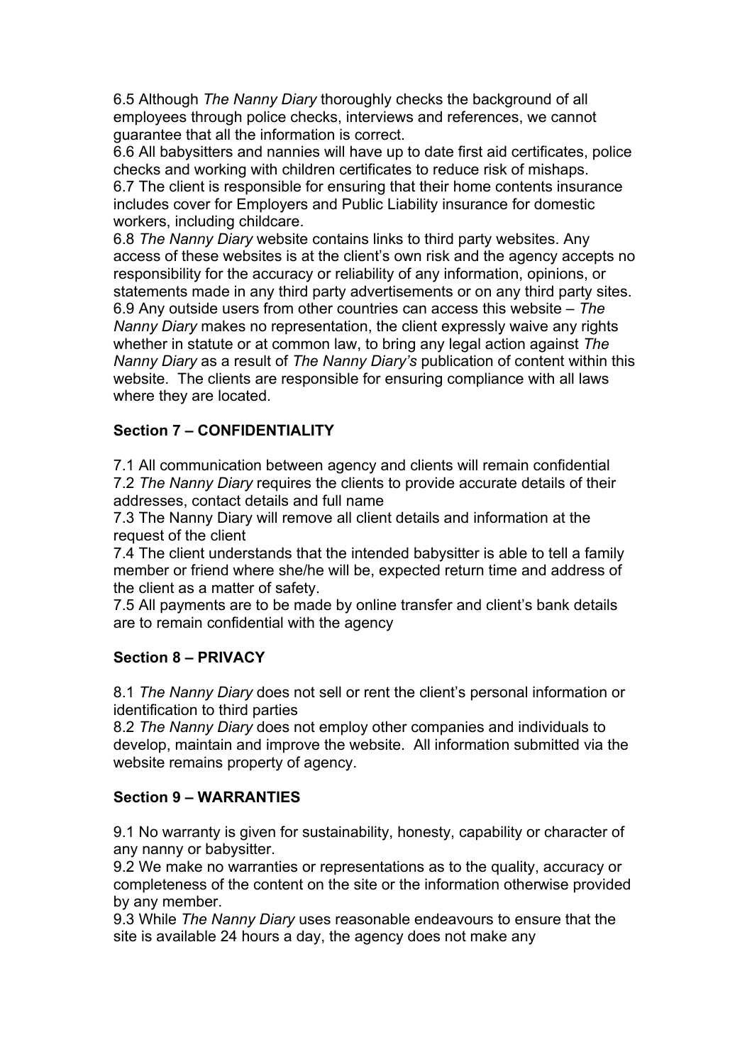6.5 Although *The Nanny Diary* thoroughly checks the background of all employees through police checks, interviews and references, we cannot guarantee that all the information is correct.

6.6 All babysitters and nannies will have up to date first aid certificates, police checks and working with children certificates to reduce risk of mishaps.

6.7 The client is responsible for ensuring that their home contents insurance includes cover for Employers and Public Liability insurance for domestic workers, including childcare.

6.8 *The Nanny Diary* website contains links to third party websites. Any access of these websites is at the client's own risk and the agency accepts no responsibility for the accuracy or reliability of any information, opinions, or statements made in any third party advertisements or on any third party sites.

6.9 Any outside users from other countries can access this website – *The Nanny Diary* makes no representation, the client expressly waive any rights whether in statute or at common law, to bring any legal action against *The Nanny Diary* as a result of *The Nanny Diary's* publication of content within this website. The clients are responsible for ensuring compliance with all laws where they are located.

**Section 7 – CONFIDENTIALITY**

7.1 All communication between agency and clients will remain confidential

7.2 *The Nanny Diary* requires the clients to provide accurate details of their addresses, contact details and full name

7.3 The Nanny Diary will remove all client details and information at the request of the client

7.4 The client understands that the intended babysitter is able to tell a family member or friend where she/he will be, expected return time and address of the client as a matter of safety.

7.5 All payments are to be made by online transfer and client's bank details are to remain confidential with the agency

**Section 8 – PRIVACY**

8.1 *The Nanny Diary* does not sell or rent the client's personal information or identification to third parties

8.2 *The Nanny Diary* does not employ other companies and individuals to develop, maintain and improve the website. All information submitted via the website remains property of agency.

**Section 9 – WARRANTIES**

9.1 No warranty is given for sustainability, honesty, capability or character of any nanny or babysitter.

9.2 We make no warranties or representations as to the quality, accuracy or completeness of the content on the site or the information otherwise provided by any member.

9.3 While *The Nanny Diary* uses reasonable endeavours to ensure that the site is available 24 hours a day, the agency does not make any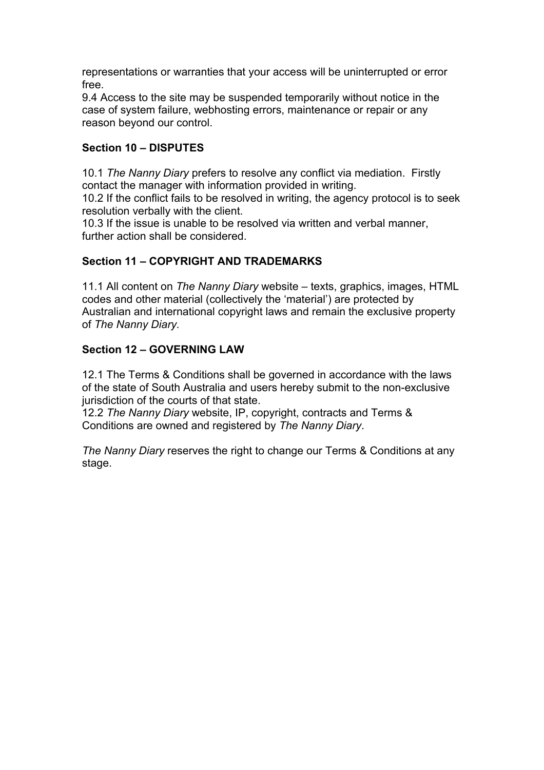representations or warranties that your access will be uninterrupted or error free.
9.4 Access to the site may be suspended temporarily without notice in the case of system failure, webhosting errors, maintenance or repair or any reason beyond our control.

**Section 10 – DISPUTES**

10.1 *The Nanny Diary* prefers to resolve any conflict via mediation. Firstly contact the manager with information provided in writing.
10.2 If the conflict fails to be resolved in writing, the agency protocol is to seek resolution verbally with the client.
10.3 If the issue is unable to be resolved via written and verbal manner, further action shall be considered.

**Section 11 – COPYRIGHT AND TRADEMARKS**

11.1 All content on *The Nanny Diary* website – texts, graphics, images, HTML codes and other material (collectively the 'material') are protected by Australian and international copyright laws and remain the exclusive property of *The Nanny Diary*.

**Section 12 – GOVERNING LAW**

12.1 The Terms & Conditions shall be governed in accordance with the laws of the state of South Australia and users hereby submit to the non-exclusive jurisdiction of the courts of that state.
12.2 *The Nanny Diary* website, IP, copyright, contracts and Terms & Conditions are owned and registered by *The Nanny Diary*.

*The Nanny Diary* reserves the right to change our Terms & Conditions at any stage.